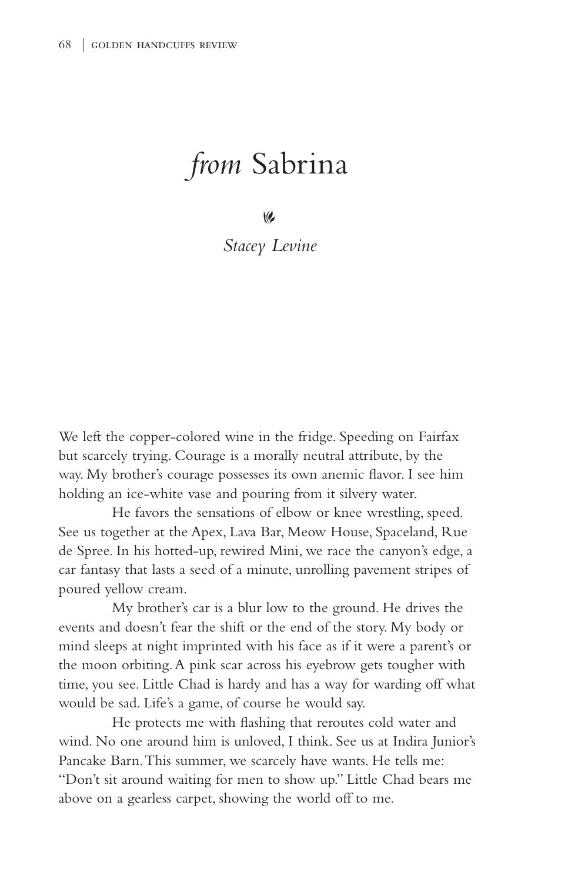# *from* Sabrina

*Stacey Levine*

We left the copper-colored wine in the fridge. Speeding on Fairfax but scarcely trying. Courage is a morally neutral attribute, by the way. My brother's courage possesses its own anemic flavor. I see him holding an ice-white vase and pouring from it silvery water.

He favors the sensations of elbow or knee wrestling, speed. See us together at the Apex, Lava Bar, Meow House, Spaceland, Rue de Spree. In his hotted-up, rewired Mini, we race the canyon's edge, a car fantasy that lasts a seed of a minute, unrolling pavement stripes of poured yellow cream.

My brother's car is a blur low to the ground. He drives the events and doesn't fear the shift or the end of the story. My body or mind sleeps at night imprinted with his face as if it were a parent's or the moon orbiting. A pink scar across his eyebrow gets tougher with time, you see. Little Chad is hardy and has a way for warding off what would be sad. Life's a game, of course he would say.

He protects me with flashing that reroutes cold water and wind. No one around him is unloved, I think. See us at Indira Junior's Pancake Barn. This summer, we scarcely have wants. He tells me: "Don't sit around waiting for men to show up." Little Chad bears me above on a gearless carpet, showing the world off to me.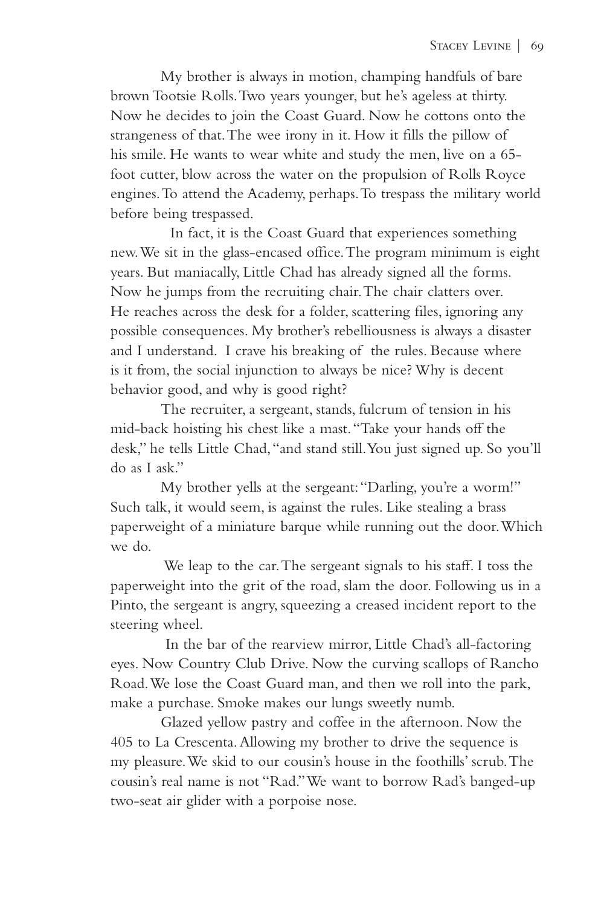My brother is always in motion, champing handfuls of bare brown Tootsie Rolls. Two years younger, but he's ageless at thirty. Now he decides to join the Coast Guard. Now he cottons onto the strangeness of that. The wee irony in it. How it fills the pillow of his smile. He wants to wear white and study the men, live on a 65-foot cutter, blow across the water on the propulsion of Rolls Royce engines. To attend the Academy, perhaps. To trespass the military world before being trespassed.

In fact, it is the Coast Guard that experiences something new. We sit in the glass-encased office. The program minimum is eight years. But maniacally, Little Chad has already signed all the forms. Now he jumps from the recruiting chair. The chair clatters over. He reaches across the desk for a folder, scattering files, ignoring any possible consequences. My brother's rebelliousness is always a disaster and I understand. I crave his breaking of the rules. Because where is it from, the social injunction to always be nice? Why is decent behavior good, and why is good right?

The recruiter, a sergeant, stands, fulcrum of tension in his mid-back hoisting his chest like a mast. "Take your hands off the desk," he tells Little Chad, "and stand still. You just signed up. So you'll do as I ask."

My brother yells at the sergeant: "Darling, you're a worm!" Such talk, it would seem, is against the rules. Like stealing a brass paperweight of a miniature barque while running out the door. Which we do.

We leap to the car. The sergeant signals to his staff. I toss the paperweight into the grit of the road, slam the door. Following us in a Pinto, the sergeant is angry, squeezing a creased incident report to the steering wheel.

In the bar of the rearview mirror, Little Chad's all-factoring eyes. Now Country Club Drive. Now the curving scallops of Rancho Road. We lose the Coast Guard man, and then we roll into the park, make a purchase. Smoke makes our lungs sweetly numb.

Glazed yellow pastry and coffee in the afternoon. Now the 405 to La Crescenta. Allowing my brother to drive the sequence is my pleasure. We skid to our cousin's house in the foothills' scrub. The cousin's real name is not "Rad." We want to borrow Rad's banged-up two-seat air glider with a porpoise nose.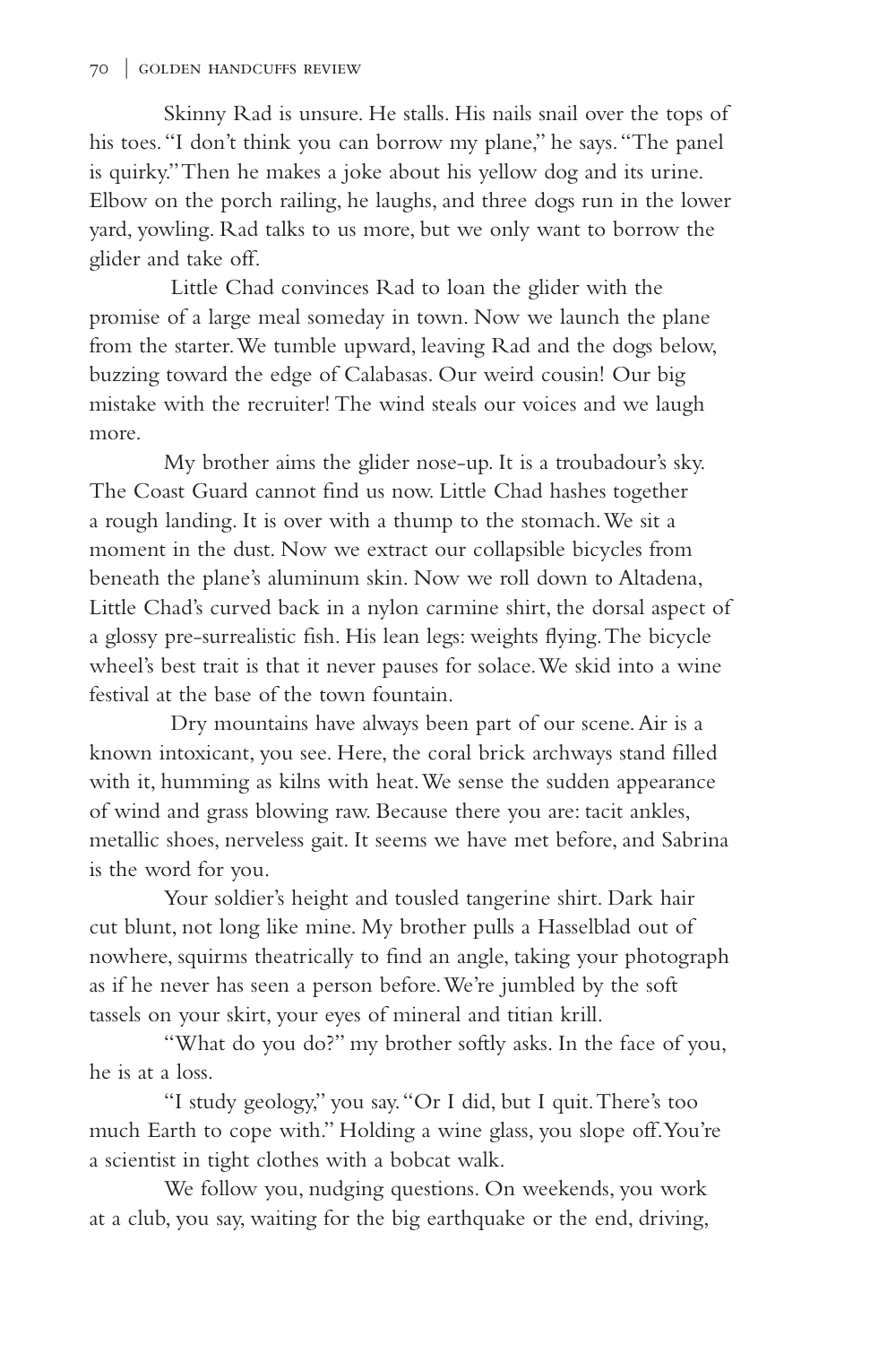Skinny Rad is unsure. He stalls. His nails snail over the tops of his toes. "I don't think you can borrow my plane," he says. "The panel is quirky." Then he makes a joke about his yellow dog and its urine. Elbow on the porch railing, he laughs, and three dogs run in the lower yard, yowling. Rad talks to us more, but we only want to borrow the glider and take off.

Little Chad convinces Rad to loan the glider with the promise of a large meal someday in town. Now we launch the plane from the starter. We tumble upward, leaving Rad and the dogs below, buzzing toward the edge of Calabasas. Our weird cousin! Our big mistake with the recruiter! The wind steals our voices and we laugh more.

My brother aims the glider nose-up. It is a troubadour's sky. The Coast Guard cannot find us now. Little Chad hashes together a rough landing. It is over with a thump to the stomach. We sit a moment in the dust. Now we extract our collapsible bicycles from beneath the plane's aluminum skin. Now we roll down to Altadena, Little Chad's curved back in a nylon carmine shirt, the dorsal aspect of a glossy pre-surrealistic fish. His lean legs: weights flying. The bicycle wheel's best trait is that it never pauses for solace. We skid into a wine festival at the base of the town fountain.

Dry mountains have always been part of our scene. Air is a known intoxicant, you see. Here, the coral brick archways stand filled with it, humming as kilns with heat. We sense the sudden appearance of wind and grass blowing raw. Because there you are: tacit ankles, metallic shoes, nerveless gait. It seems we have met before, and Sabrina is the word for you.

Your soldier's height and tousled tangerine shirt. Dark hair cut blunt, not long like mine. My brother pulls a Hasselblad out of nowhere, squirms theatrically to find an angle, taking your photograph as if he never has seen a person before. We're jumbled by the soft tassels on your skirt, your eyes of mineral and titian krill.

"What do you do?" my brother softly asks. In the face of you, he is at a loss.

"I study geology," you say. "Or I did, but I quit. There's too much Earth to cope with." Holding a wine glass, you slope off. You're a scientist in tight clothes with a bobcat walk.

We follow you, nudging questions. On weekends, you work at a club, you say, waiting for the big earthquake or the end, driving,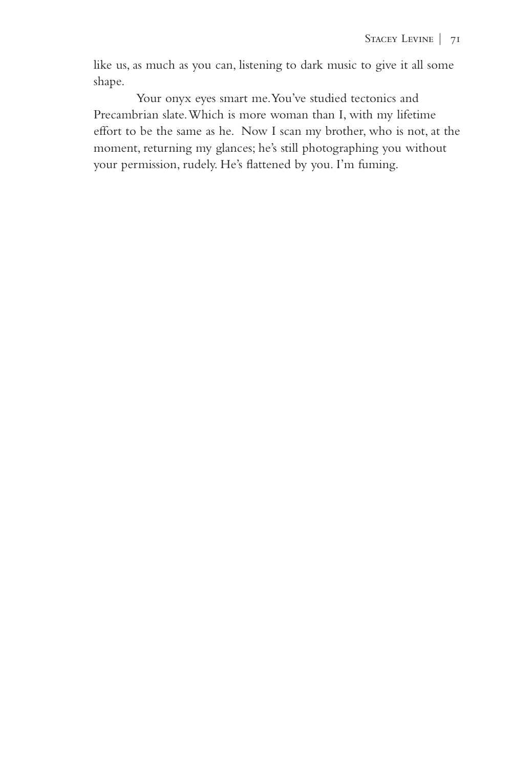like us, as much as you can, listening to dark music to give it all some shape.

Your onyx eyes smart me. You've studied tectonics and Precambrian slate. Which is more woman than I, with my lifetime effort to be the same as he. Now I scan my brother, who is not, at the moment, returning my glances; he's still photographing you without your permission, rudely. He's flattened by you. I'm fuming.